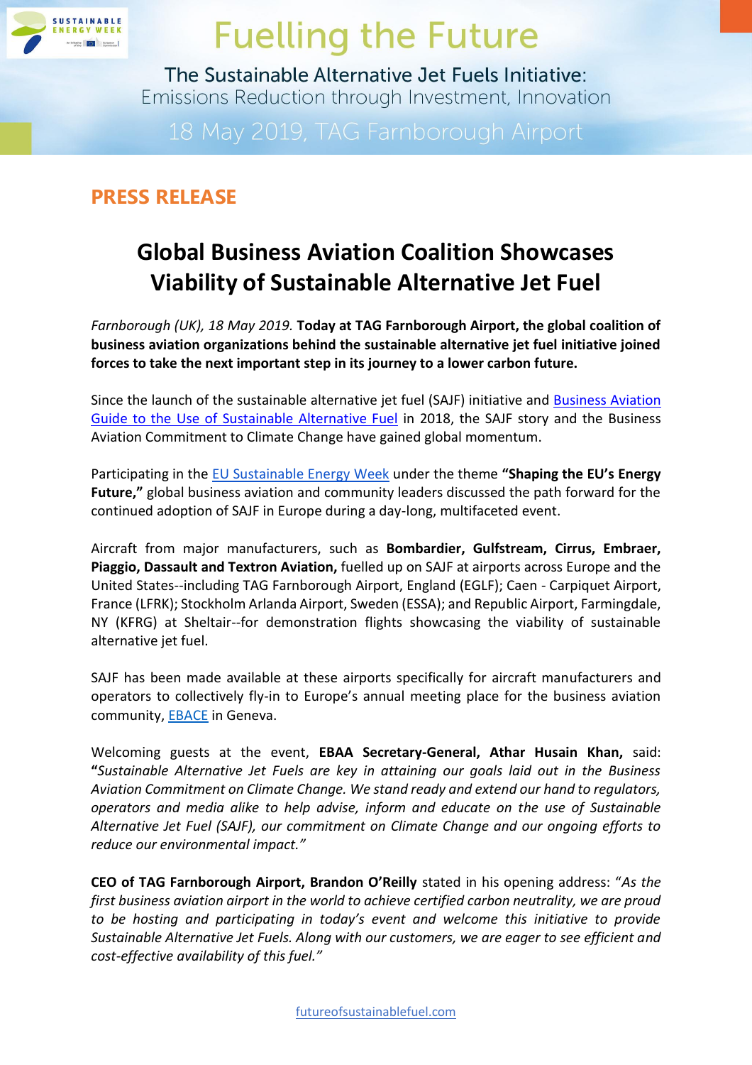# Fuelling the Future

The Sustainable Alternative Jet Fuels Initiative:
Emissions Reduction through Investment, Innovation

18 May 2019, TAG Farnborough Airport

## PRESS RELEASE

## Global Business Aviation Coalition Showcases Viability of Sustainable Alternative Jet Fuel

*Farnborough (UK), 18 May 2019.* **Today at TAG Farnborough Airport, the global coalition of business aviation organizations behind the sustainable alternative jet fuel initiative joined forces to take the next important step in its journey to a lower carbon future.**

Since the launch of the sustainable alternative jet fuel (SAJF) initiative and Business Aviation Guide to the Use of Sustainable Alternative Fuel in 2018, the SAJF story and the Business Aviation Commitment to Climate Change have gained global momentum.

Participating in the EU Sustainable Energy Week under the theme **"Shaping the EU's Energy Future,"** global business aviation and community leaders discussed the path forward for the continued adoption of SAJF in Europe during a day-long, multifaceted event.

Aircraft from major manufacturers, such as **Bombardier, Gulfstream, Cirrus, Embraer, Piaggio, Dassault and Textron Aviation,** fuelled up on SAJF at airports across Europe and the United States--including TAG Farnborough Airport, England (EGLF); Caen - Carpiquet Airport, France (LFRK); Stockholm Arlanda Airport, Sweden (ESSA); and Republic Airport, Farmingdale, NY (KFRG) at Sheltair--for demonstration flights showcasing the viability of sustainable alternative jet fuel.

SAJF has been made available at these airports specifically for aircraft manufacturers and operators to collectively fly-in to Europe's annual meeting place for the business aviation community, EBACE in Geneva.

Welcoming guests at the event, **EBAA Secretary-General, Athar Husain Khan,** said: **"***Sustainable Alternative Jet Fuels are key in attaining our goals laid out in the Business Aviation Commitment on Climate Change. We stand ready and extend our hand to regulators, operators and media alike to help advise, inform and educate on the use of Sustainable Alternative Jet Fuel (SAJF), our commitment on Climate Change and our ongoing efforts to reduce our environmental impact."*

**CEO of TAG Farnborough Airport, Brandon O'Reilly** stated in his opening address: "*As the first business aviation airport in the world to achieve certified carbon neutrality, we are proud to be hosting and participating in today's event and welcome this initiative to provide Sustainable Alternative Jet Fuels. Along with our customers, we are eager to see efficient and cost-effective availability of this fuel."*

futureofsustainablefuel.com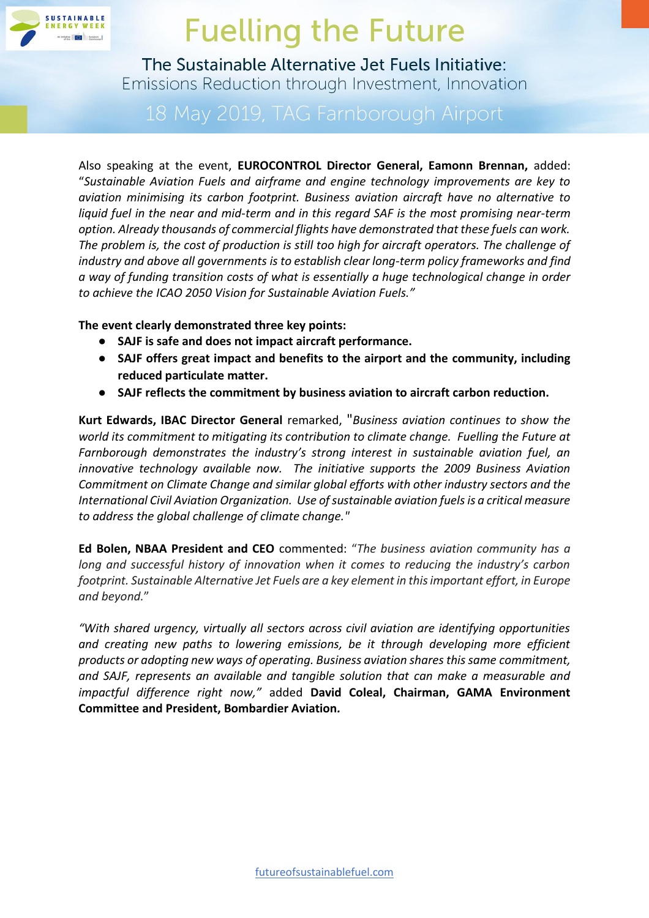Also speaking at the event, **EUROCONTROL Director General, Eamonn Brennan,** added: "*Sustainable Aviation Fuels and airframe and engine technology improvements are key to aviation minimising its carbon footprint. Business aviation aircraft have no alternative to liquid fuel in the near and mid-term and in this regard SAF is the most promising near-term option. Already thousands of commercial flights have demonstrated that these fuels can work. The problem is, the cost of production is still too high for aircraft operators. The challenge of industry and above all governments is to establish clear long-term policy frameworks and find a way of funding transition costs of what is essentially a huge technological change in order to achieve the ICAO 2050 Vision for Sustainable Aviation Fuels.*"

**The event clearly demonstrated three key points:**

- **SAJF is safe and does not impact aircraft performance.**
- **SAJF offers great impact and benefits to the airport and the community, including reduced particulate matter.**
- **SAJF reflects the commitment by business aviation to aircraft carbon reduction.**

**Kurt Edwards, IBAC Director General** remarked, "*Business aviation continues to show the world its commitment to mitigating its contribution to climate change. Fuelling the Future at Farnborough demonstrates the industry's strong interest in sustainable aviation fuel, an innovative technology available now. The initiative supports the 2009 Business Aviation Commitment on Climate Change and similar global efforts with other industry sectors and the International Civil Aviation Organization. Use of sustainable aviation fuels is a critical measure to address the global challenge of climate change.*"

**Ed Bolen, NBAA President and CEO** commented: "*The business aviation community has a long and successful history of innovation when it comes to reducing the industry's carbon footprint. Sustainable Alternative Jet Fuels are a key element in this important effort, in Europe and beyond.*"

"*With shared urgency, virtually all sectors across civil aviation are identifying opportunities and creating new paths to lowering emissions, be it through developing more efficient products or adopting new ways of operating. Business aviation shares this same commitment, and SAJF, represents an available and tangible solution that can make a measurable and impactful difference right now,*" added **David Coleal, Chairman, GAMA Environment Committee and President, Bombardier Aviation.**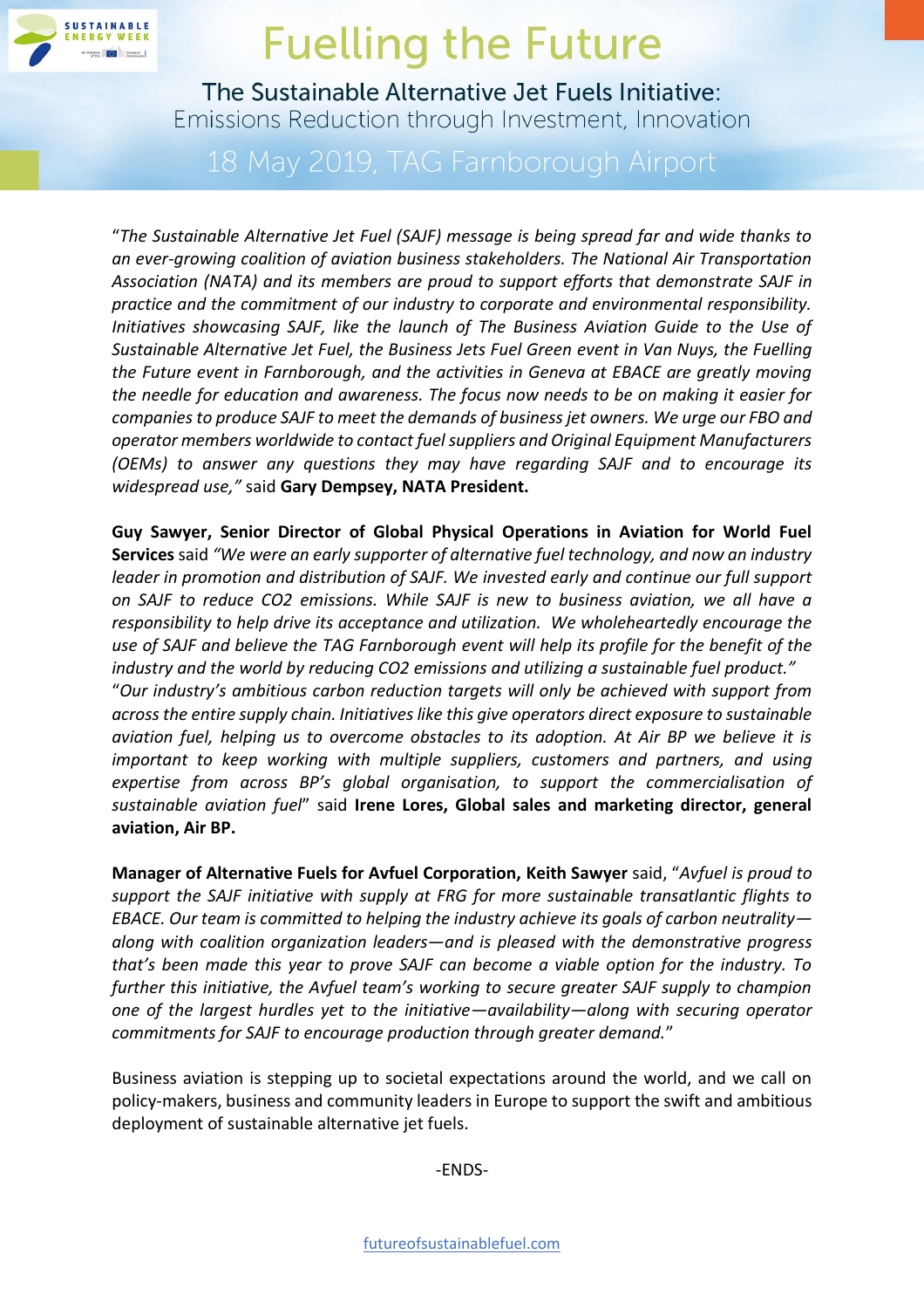"*The Sustainable Alternative Jet Fuel (SAJF) message is being spread far and wide thanks to an ever-growing coalition of aviation business stakeholders. The National Air Transportation Association (NATA) and its members are proud to support efforts that demonstrate SAJF in practice and the commitment of our industry to corporate and environmental responsibility. Initiatives showcasing SAJF, like the launch of The Business Aviation Guide to the Use of Sustainable Alternative Jet Fuel, the Business Jets Fuel Green event in Van Nuys, the Fuelling the Future event in Farnborough, and the activities in Geneva at EBACE are greatly moving the needle for education and awareness. The focus now needs to be on making it easier for companies to produce SAJF to meet the demands of business jet owners. We urge our FBO and operator members worldwide to contact fuel suppliers and Original Equipment Manufacturers (OEMs) to answer any questions they may have regarding SAJF and to encourage its widespread use,"* said **Gary Dempsey, NATA President.**

**Guy Sawyer, Senior Director of Global Physical Operations in Aviation for World Fuel Services** said *"We were an early supporter of alternative fuel technology, and now an industry leader in promotion and distribution of SAJF. We invested early and continue our full support on SAJF to reduce CO2 emissions. While SAJF is new to business aviation, we all have a responsibility to help drive its acceptance and utilization. We wholeheartedly encourage the use of SAJF and believe the TAG Farnborough event will help its profile for the benefit of the industry and the world by reducing CO2 emissions and utilizing a sustainable fuel product."*

"*Our industry's ambitious carbon reduction targets will only be achieved with support from across the entire supply chain. Initiatives like this give operators direct exposure to sustainable aviation fuel, helping us to overcome obstacles to its adoption. At Air BP we believe it is important to keep working with multiple suppliers, customers and partners, and using expertise from across BP's global organisation, to support the commercialisation of sustainable aviation fuel*" said **Irene Lores, Global sales and marketing director, general aviation, Air BP.**

**Manager of Alternative Fuels for Avfuel Corporation, Keith Sawyer** said, "*Avfuel is proud to support the SAJF initiative with supply at FRG for more sustainable transatlantic flights to EBACE. Our team is committed to helping the industry achieve its goals of carbon neutrality—along with coalition organization leaders—and is pleased with the demonstrative progress that's been made this year to prove SAJF can become a viable option for the industry. To further this initiative, the Avfuel team's working to secure greater SAJF supply to champion one of the largest hurdles yet to the initiative—availability—along with securing operator commitments for SAJF to encourage production through greater demand.*"

Business aviation is stepping up to societal expectations around the world, and we call on policy-makers, business and community leaders in Europe to support the swift and ambitious deployment of sustainable alternative jet fuels.

-ENDS-

futureofsustainablefuel.com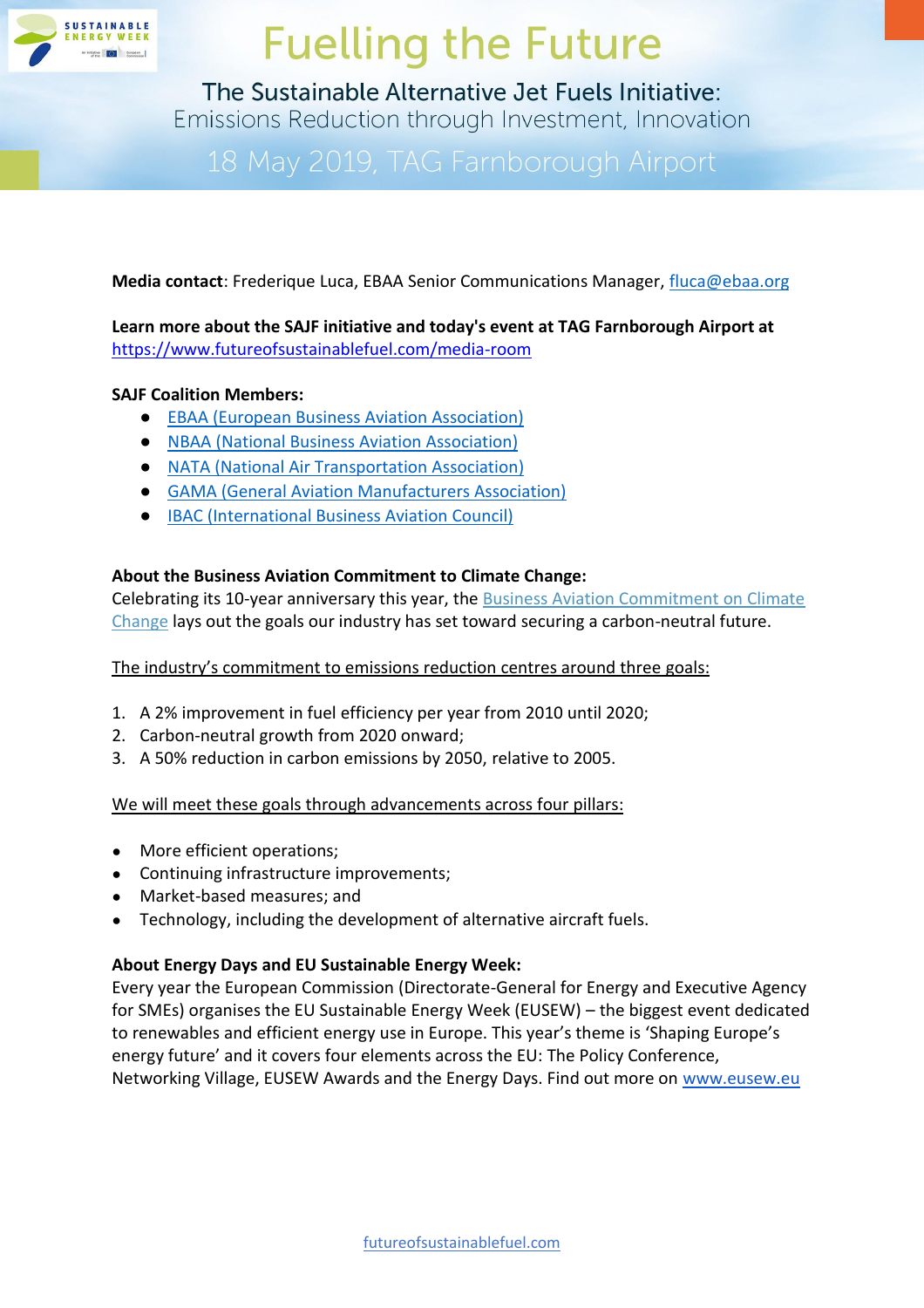# Fuelling the Future

## The Sustainable Alternative Jet Fuels Initiative:

Emissions Reduction through Investment, Innovation

18 May 2019, TAG Farnborough Airport

**Media contact**: Frederique Luca, EBAA Senior Communications Manager, fluca@ebaa.org

**Learn more about the SAJF initiative and today's event at TAG Farnborough Airport at** https://www.futureofsustainablefuel.com/media-room

**SAJF Coalition Members:**

- EBAA (European Business Aviation Association)
- NBAA (National Business Aviation Association)
- NATA (National Air Transportation Association)
- GAMA (General Aviation Manufacturers Association)
- IBAC (International Business Aviation Council)

**About the Business Aviation Commitment to Climate Change:**

Celebrating its 10-year anniversary this year, the Business Aviation Commitment on Climate Change lays out the goals our industry has set toward securing a carbon-neutral future.

The industry's commitment to emissions reduction centres around three goals:

1. A 2% improvement in fuel efficiency per year from 2010 until 2020;
2. Carbon-neutral growth from 2020 onward;
3. A 50% reduction in carbon emissions by 2050, relative to 2005.

We will meet these goals through advancements across four pillars:

- More efficient operations;
- Continuing infrastructure improvements;
- Market-based measures; and
- Technology, including the development of alternative aircraft fuels.

**About Energy Days and EU Sustainable Energy Week:**

Every year the European Commission (Directorate-General for Energy and Executive Agency for SMEs) organises the EU Sustainable Energy Week (EUSEW) – the biggest event dedicated to renewables and efficient energy use in Europe. This year's theme is 'Shaping Europe's energy future' and it covers four elements across the EU: The Policy Conference, Networking Village, EUSEW Awards and the Energy Days. Find out more on www.eusew.eu